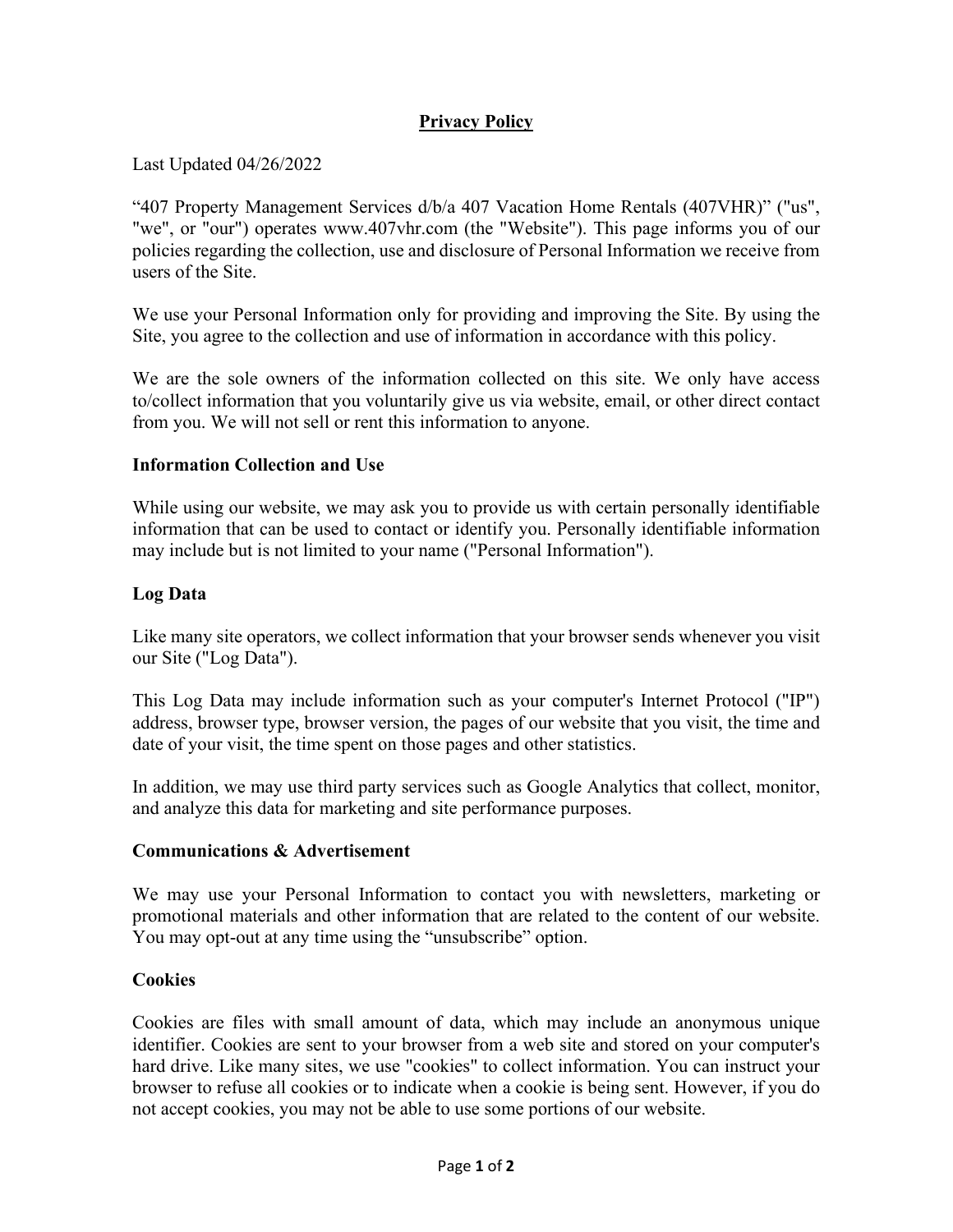# Privacy Policy

Last Updated 04/26/2022

"407 Property Management Services d/b/a 407 Vacation Home Rentals (407VHR)" ("us", "we", or "our") operates www.407vhr.com (the "Website"). This page informs you of our policies regarding the collection, use and disclosure of Personal Information we receive from users of the Site.

We use your Personal Information only for providing and improving the Site. By using the Site, you agree to the collection and use of information in accordance with this policy.

We are the sole owners of the information collected on this site. We only have access to/collect information that you voluntarily give us via website, email, or other direct contact from you. We will not sell or rent this information to anyone.

## Information Collection and Use

While using our website, we may ask you to provide us with certain personally identifiable information that can be used to contact or identify you. Personally identifiable information may include but is not limited to your name ("Personal Information").

## Log Data

Like many site operators, we collect information that your browser sends whenever you visit our Site ("Log Data").

This Log Data may include information such as your computer's Internet Protocol ("IP") address, browser type, browser version, the pages of our website that you visit, the time and date of your visit, the time spent on those pages and other statistics.

In addition, we may use third party services such as Google Analytics that collect, monitor, and analyze this data for marketing and site performance purposes.

## Communications & Advertisement

We may use your Personal Information to contact you with newsletters, marketing or promotional materials and other information that are related to the content of our website. You may opt-out at any time using the "unsubscribe" option.

## Cookies

Cookies are files with small amount of data, which may include an anonymous unique identifier. Cookies are sent to your browser from a web site and stored on your computer's hard drive. Like many sites, we use "cookies" to collect information. You can instruct your browser to refuse all cookies or to indicate when a cookie is being sent. However, if you do not accept cookies, you may not be able to use some portions of our website.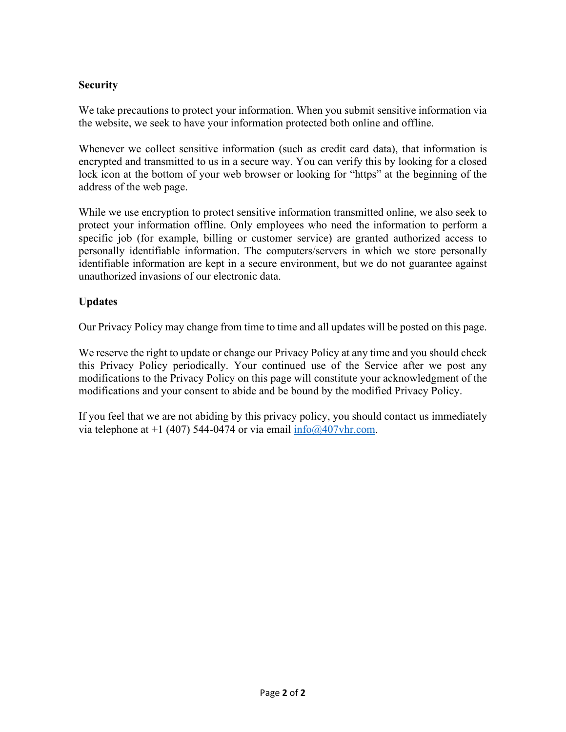## Security

We take precautions to protect your information. When you submit sensitive information via the website, we seek to have your information protected both online and offline.

Whenever we collect sensitive information (such as credit card data), that information is encrypted and transmitted to us in a secure way. You can verify this by looking for a closed lock icon at the bottom of your web browser or looking for "https" at the beginning of the address of the web page.

While we use encryption to protect sensitive information transmitted online, we also seek to protect your information offline. Only employees who need the information to perform a specific job (for example, billing or customer service) are granted authorized access to personally identifiable information. The computers/servers in which we store personally identifiable information are kept in a secure environment, but we do not guarantee against unauthorized invasions of our electronic data.

## Updates

Our Privacy Policy may change from time to time and all updates will be posted on this page.

We reserve the right to update or change our Privacy Policy at any time and you should check this Privacy Policy periodically. Your continued use of the Service after we post any modifications to the Privacy Policy on this page will constitute your acknowledgment of the modifications and your consent to abide and be bound by the modified Privacy Policy.

If you feel that we are not abiding by this privacy policy, you should contact us immediately via telephone at +1 (407) 544-0474 or via email info@407vhr.com.